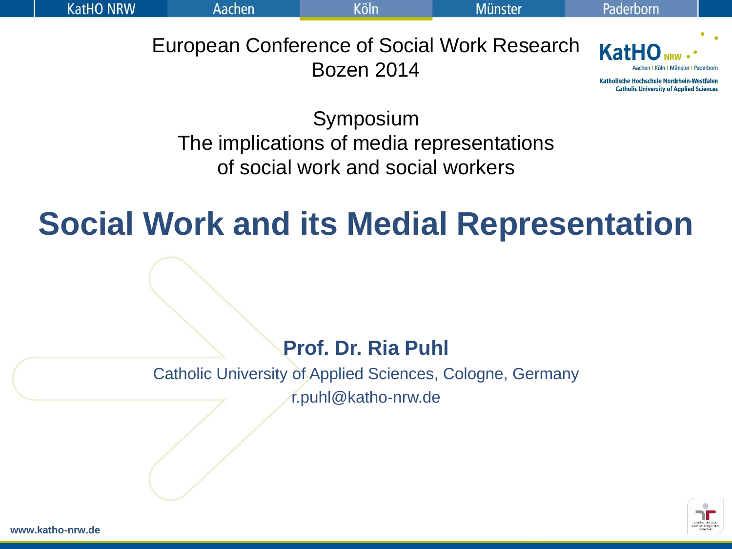European Conference of Social Work Research
Bozen 2014

Symposium
The implications of media representations
of social work and social workers

# Social Work and its Medial Representation

**Prof. Dr. Ria Puhl**

Catholic University of Applied Sciences, Cologne, Germany

r.puhl@katho-nrw.de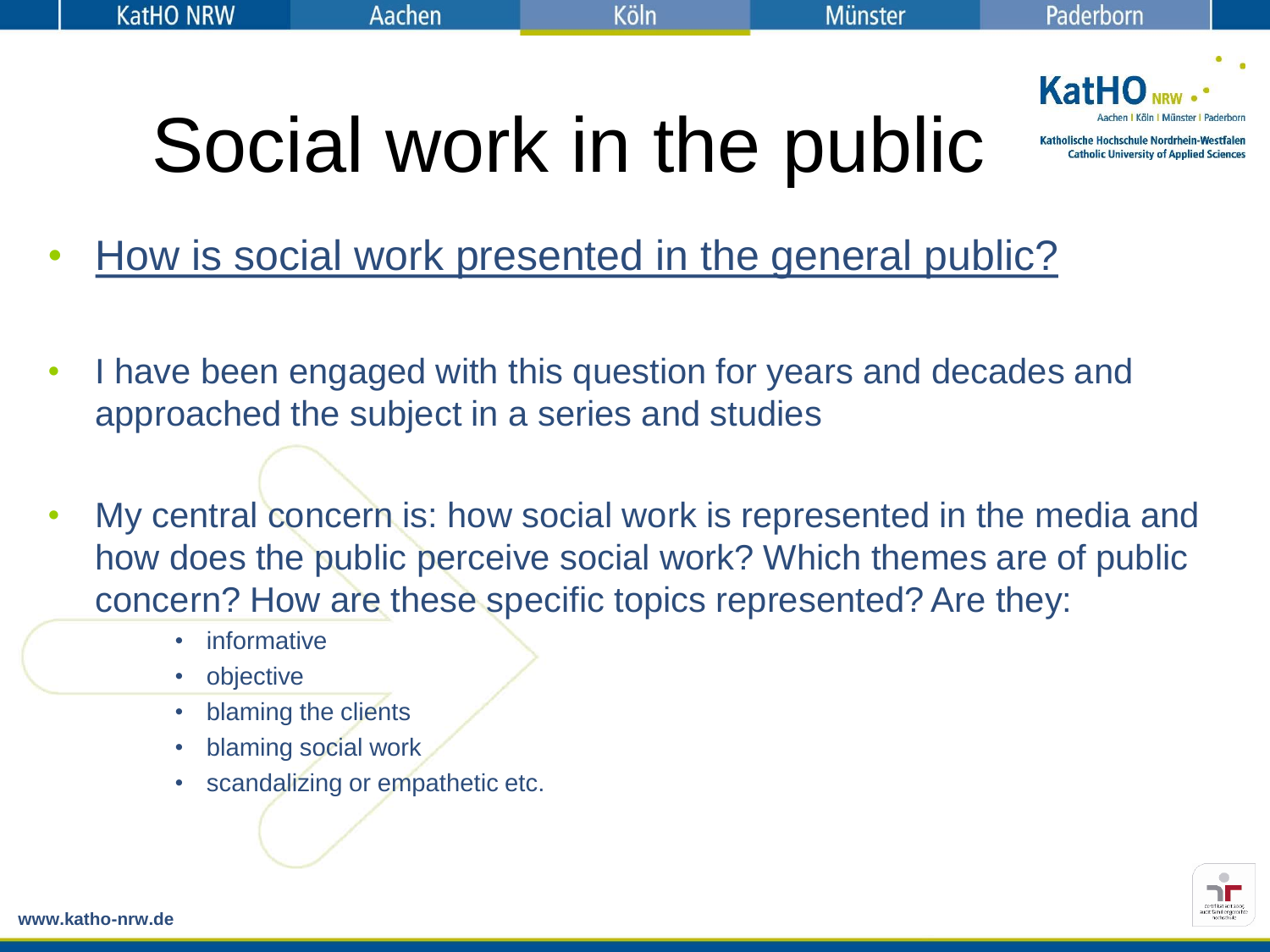# Social work in the public

- How is social work presented in the general public?
- I have been engaged with this question for years and decades and approached the subject in a series and studies
- My central concern is: how social work is represented in the media and how does the public perceive social work? Which themes are of public concern? How are these specific topics represented? Are they:
  - informative
  - objective
  - blaming the clients
  - blaming social work
  - scandalizing or empathetic etc.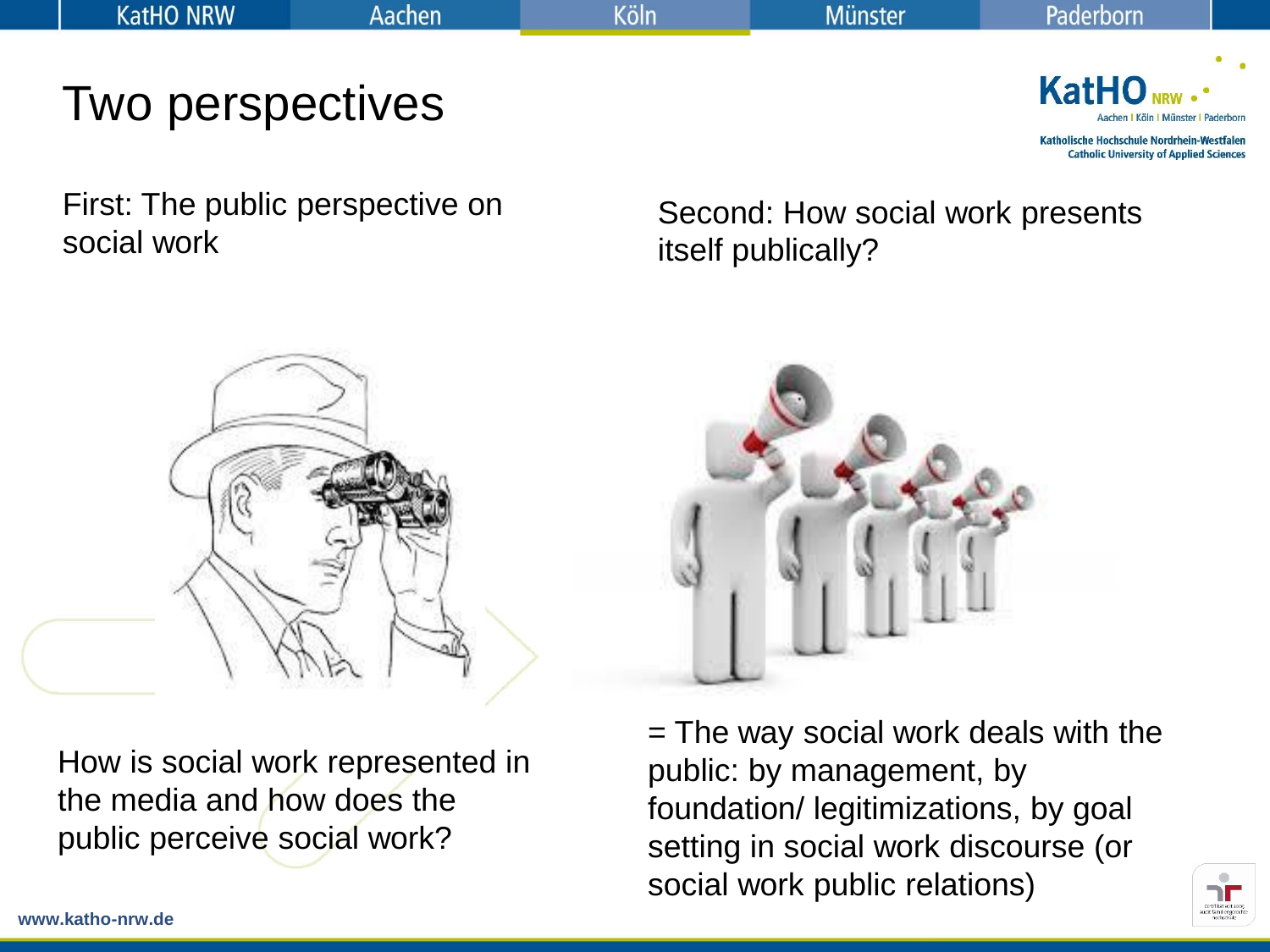# Two perspectives

First: The public perspective on social work

How is social work represented in the media and how does the public perceive social work?

Second: How social work presents itself publically?

= The way social work deals with the public: by management, by foundation/ legitimizations, by goal setting in social work discourse (or social work public relations)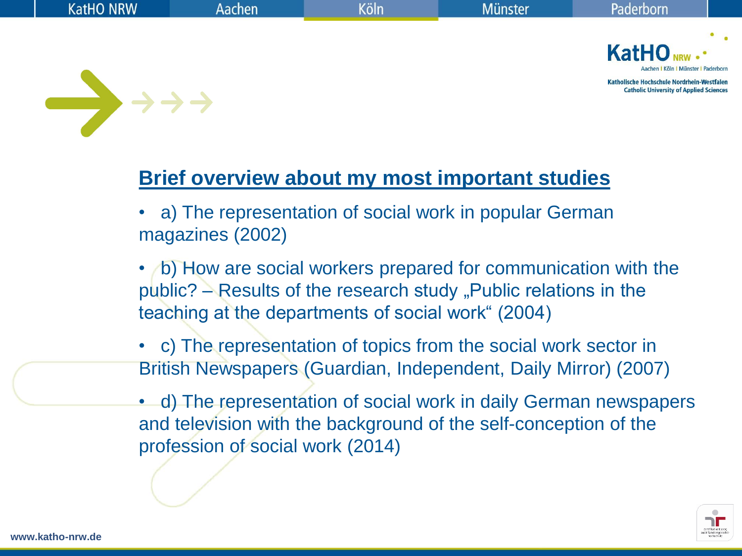## Brief overview about my most important studies

- a) The representation of social work in popular German magazines (2002)
- b) How are social workers prepared for communication with the public? – Results of the research study „Public relations in the teaching at the departments of social work“ (2004)
- c) The representation of topics from the social work sector in British Newspapers (Guardian, Independent, Daily Mirror) (2007)
- d) The representation of social work in daily German newspapers and television with the background of the self-conception of the profession of social work (2014)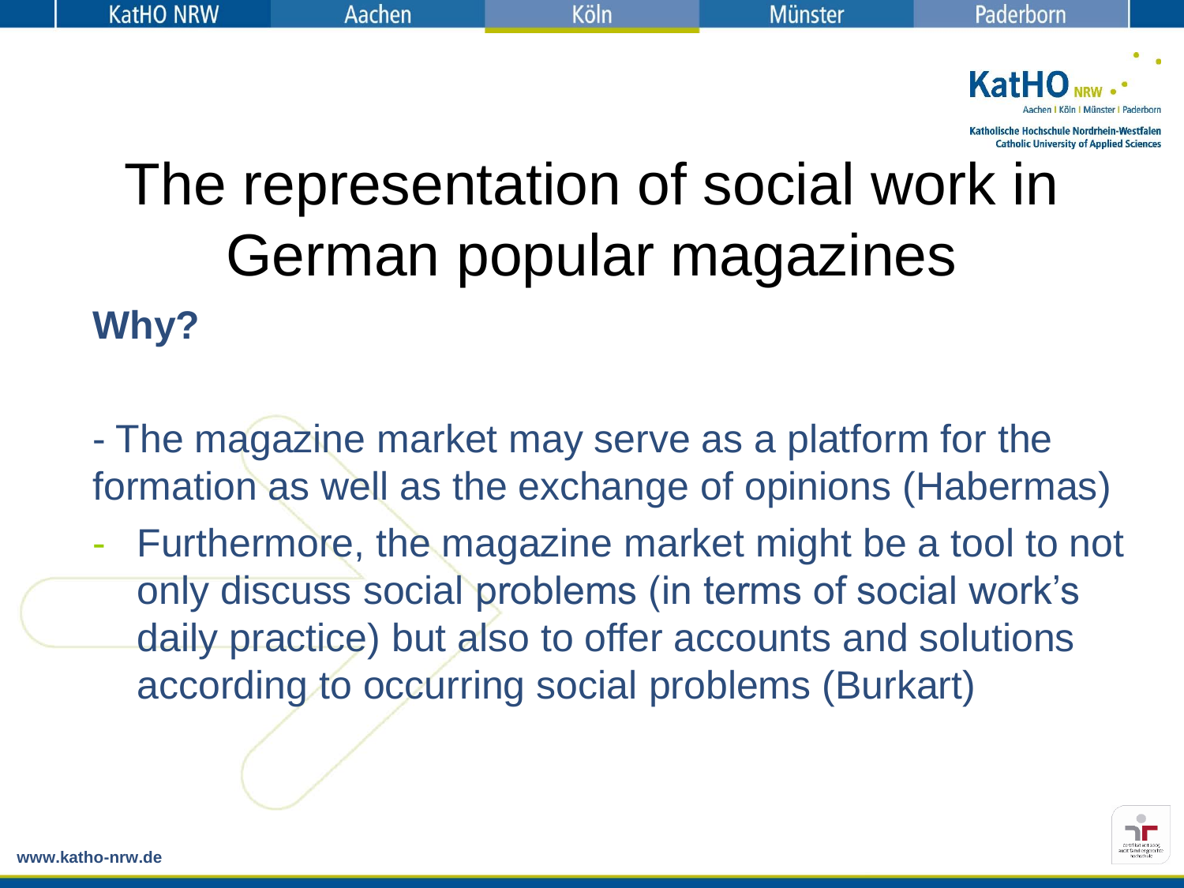# The representation of social work in German popular magazines

## Why?

- The magazine market may serve as a platform for the formation as well as the exchange of opinions (Habermas)
- Furthermore, the magazine market might be a tool to not only discuss social problems (in terms of social work's daily practice) but also to offer accounts and solutions according to occurring social problems (Burkart)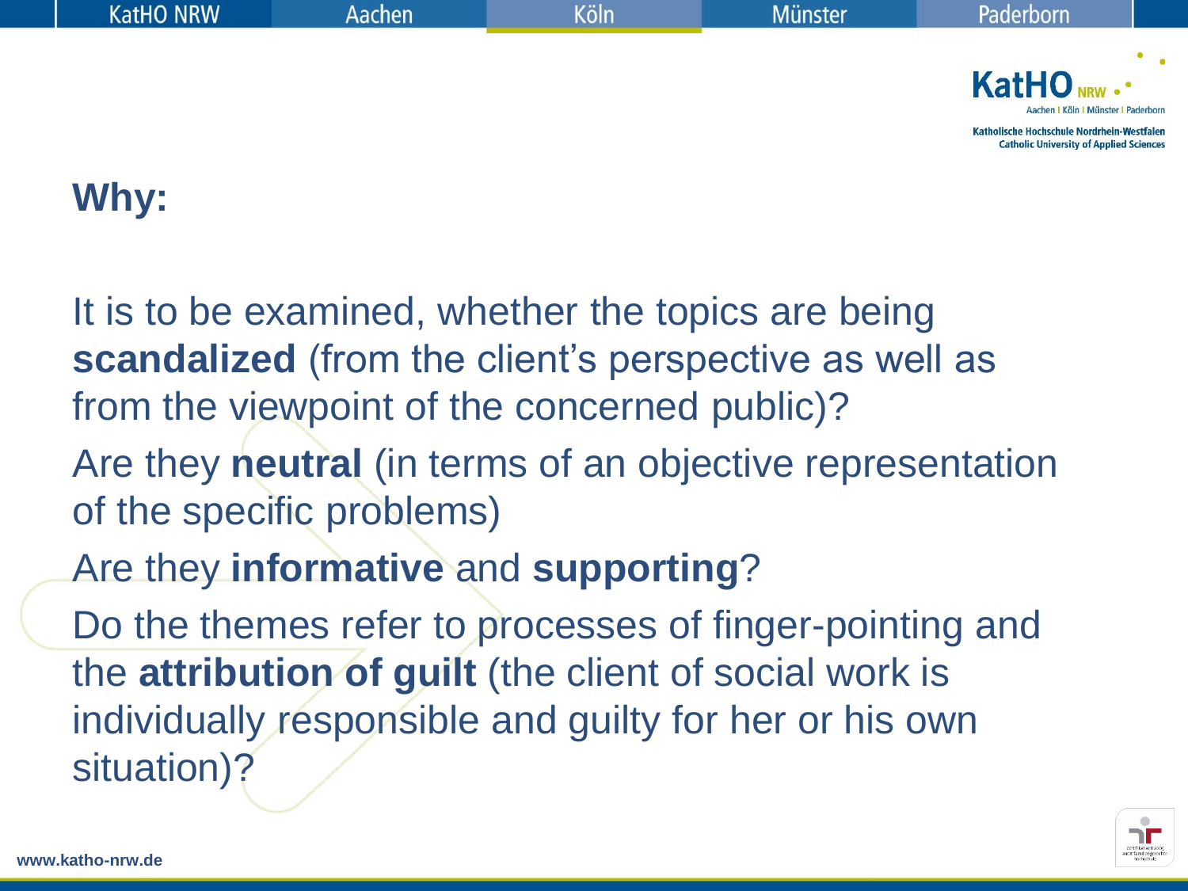# Why:

It is to be examined, whether the topics are being **scandalized** (from the client's perspective as well as from the viewpoint of the concerned public)?

Are they **neutral** (in terms of an objective representation of the specific problems)

Are they **informative** and **supporting**?

Do the themes refer to processes of finger-pointing and the **attribution of guilt** (the client of social work is individually responsible and guilty for her or his own situation)?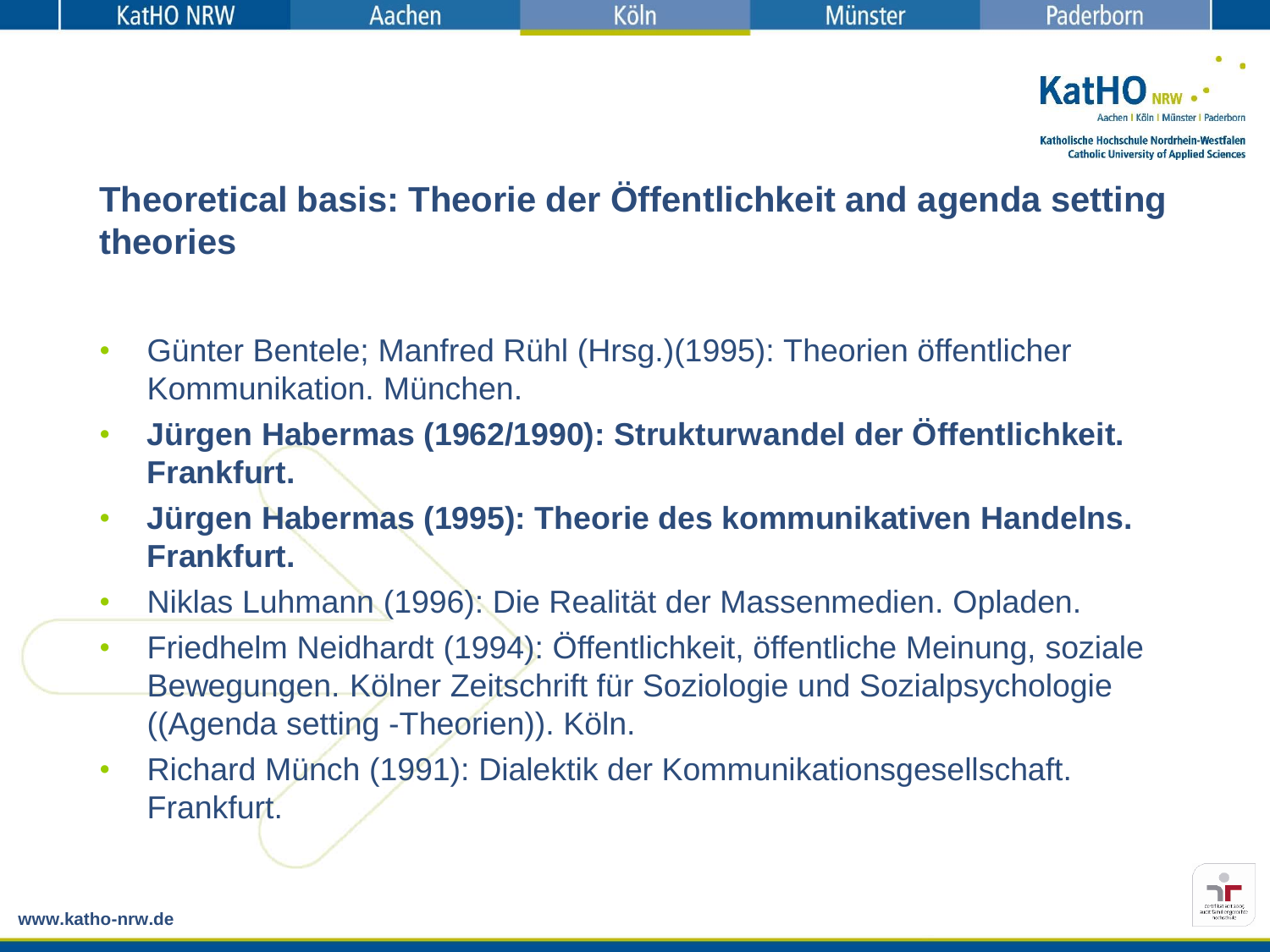# Theoretical basis: Theorie der Öffentlichkeit and agenda setting theories

- Günter Bentele; Manfred Rühl (Hrsg.)(1995): Theorien öffentlicher Kommunikation. München.
- **Jürgen Habermas (1962/1990): Strukturwandel der Öffentlichkeit. Frankfurt.**
- **Jürgen Habermas (1995): Theorie des kommunikativen Handelns. Frankfurt.**
- Niklas Luhmann (1996): Die Realität der Massenmedien. Opladen.
- Friedhelm Neidhardt (1994): Öffentlichkeit, öffentliche Meinung, soziale Bewegungen. Kölner Zeitschrift für Soziologie und Sozialpsychologie ((Agenda setting -Theorien)). Köln.
- Richard Münch (1991): Dialektik der Kommunikationsgesellschaft. Frankfurt.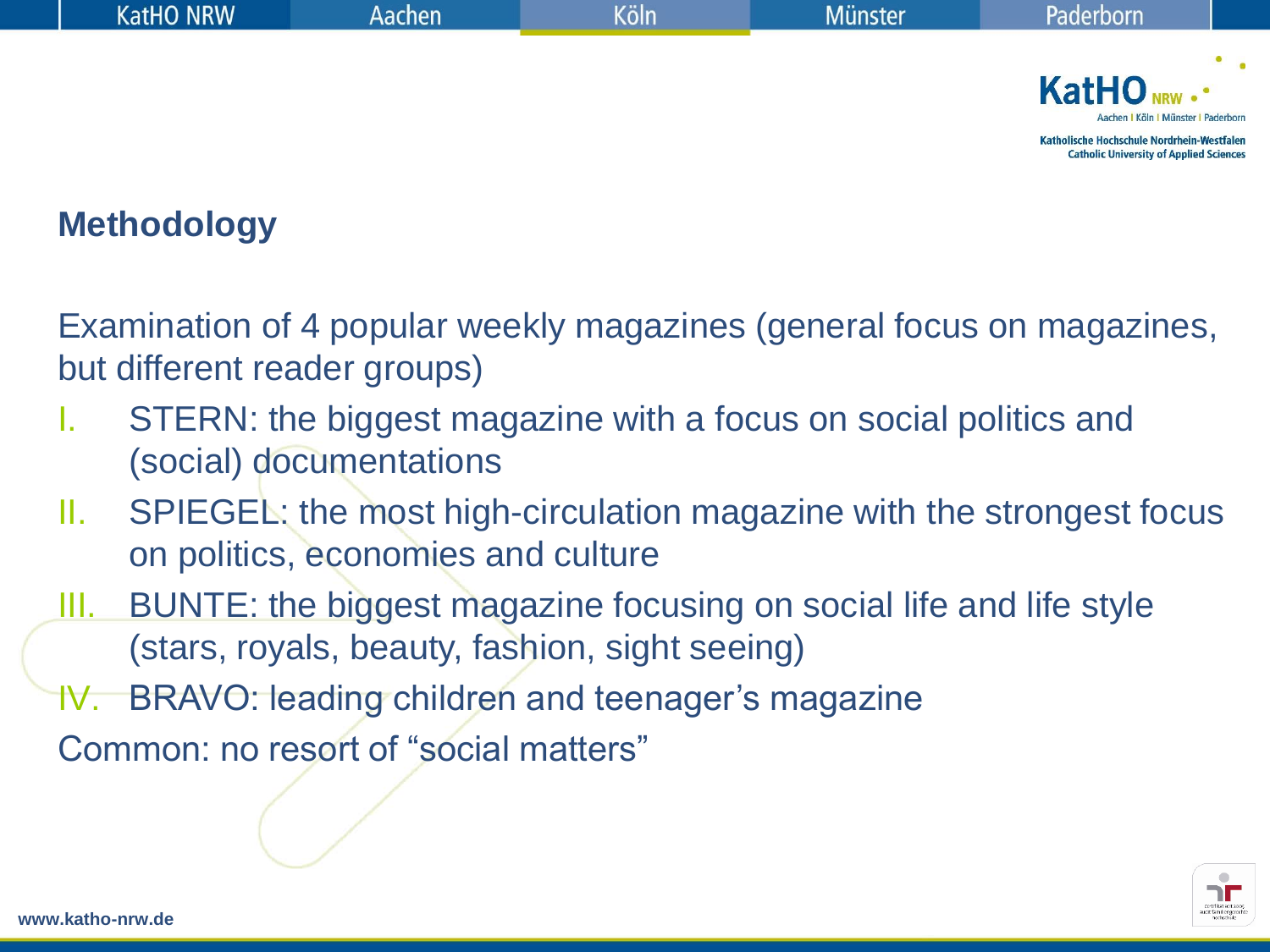## Methodology

Examination of 4 popular weekly magazines (general focus on magazines, but different reader groups)

I. STERN: the biggest magazine with a focus on social politics and (social) documentations
II. SPIEGEL: the most high-circulation magazine with the strongest focus on politics, economies and culture
III. BUNTE: the biggest magazine focusing on social life and life style (stars, royals, beauty, fashion, sight seeing)
IV. BRAVO: leading children and teenager's magazine

Common: no resort of "social matters"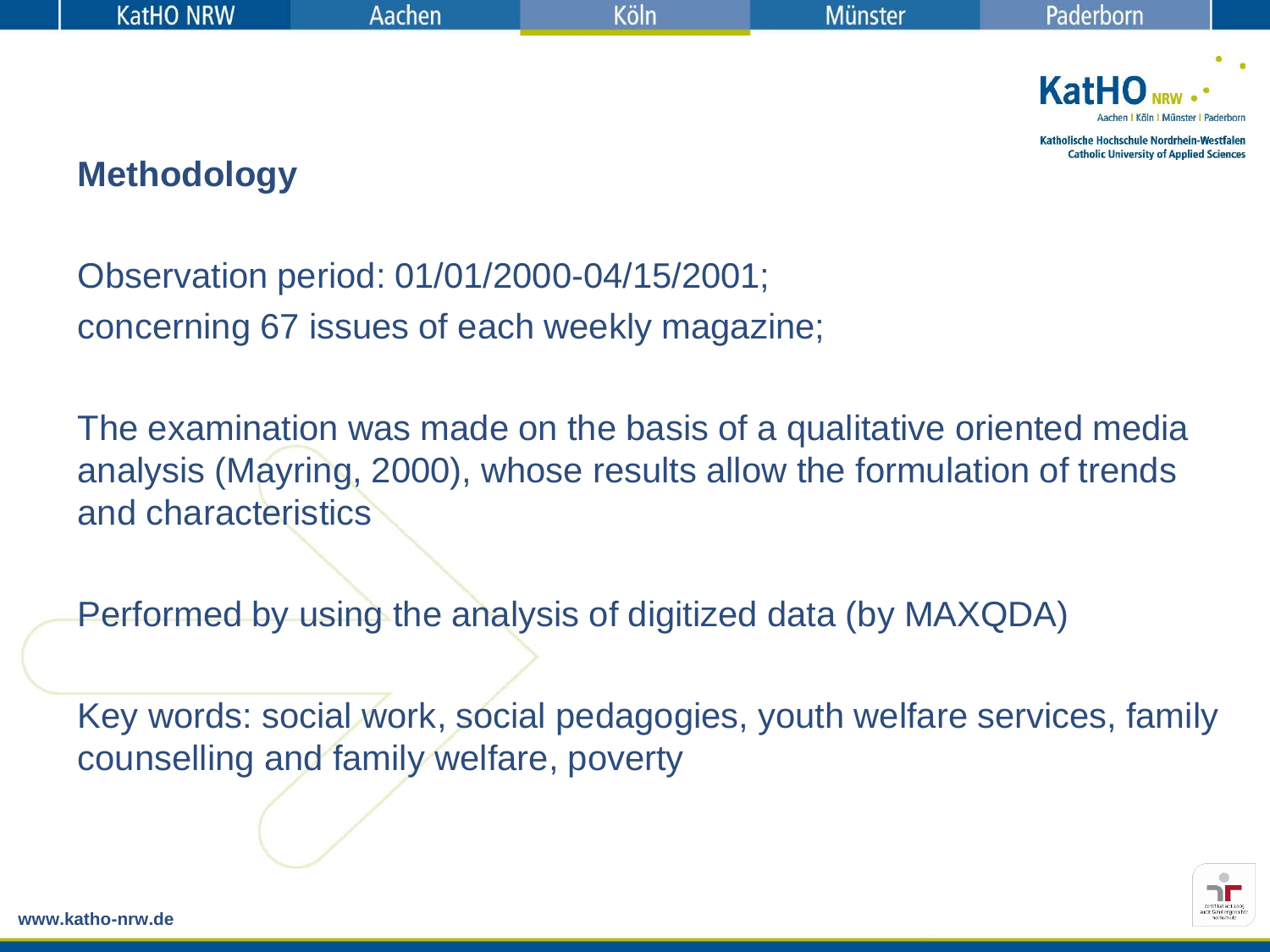## Methodology

Observation period: 01/01/2000-04/15/2001;
concerning 67 issues of each weekly magazine;

The examination was made on the basis of a qualitative oriented media analysis (Mayring, 2000), whose results allow the formulation of trends and characteristics

Performed by using the analysis of digitized data (by MAXQDA)

Key words: social work, social pedagogies, youth welfare services, family counselling and family welfare, poverty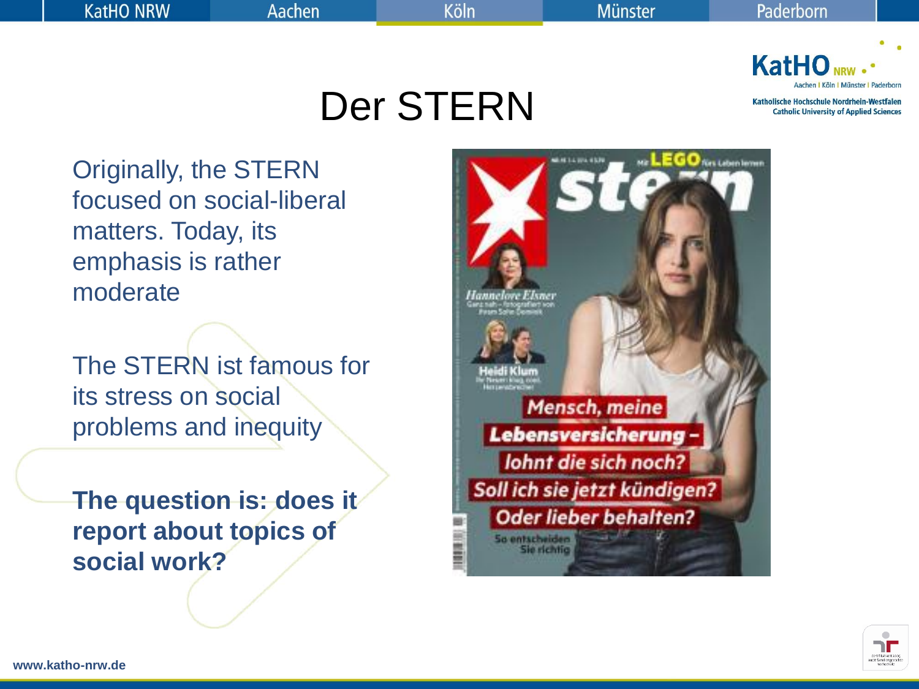# Der STERN

Originally, the STERN focused on social-liberal matters. Today, its emphasis is rather moderate

The STERN ist famous for its stress on social problems and inequity

**The question is: does it report about topics of social work?**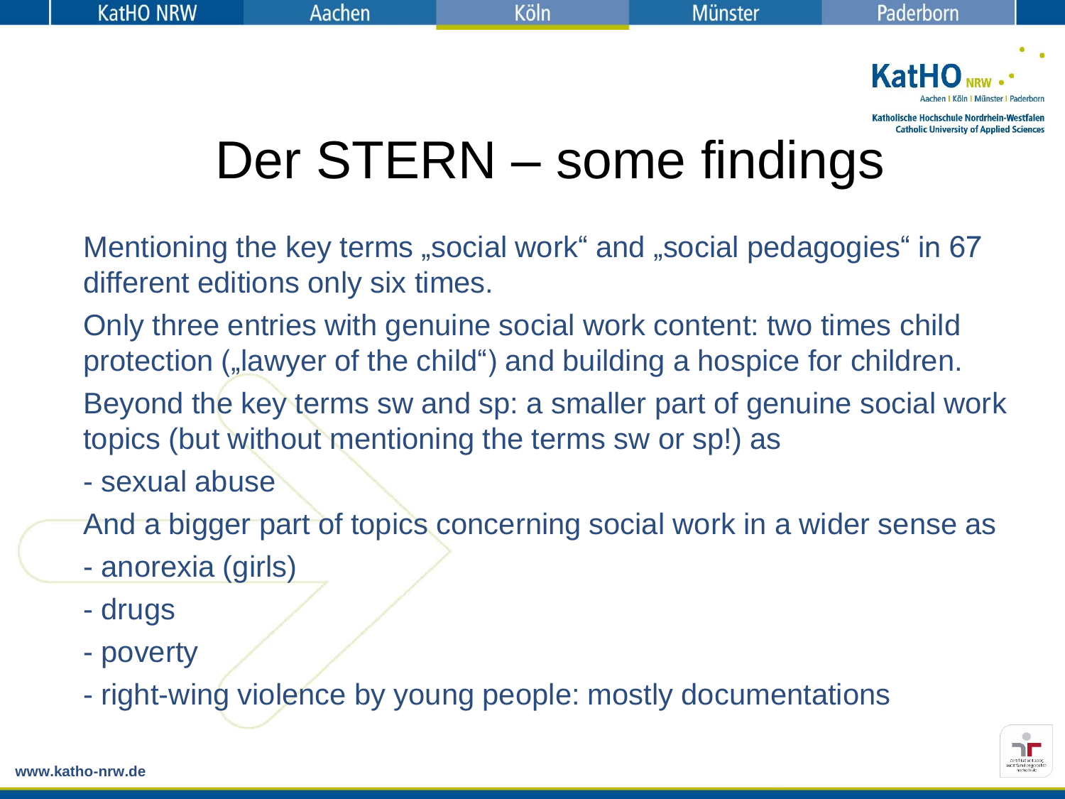# Der STERN – some findings

Mentioning the key terms „social work“ and „social pedagogies“ in 67 different editions only six times.

Only three entries with genuine social work content: two times child protection („lawyer of the child“) and building a hospice for children.

Beyond the key terms sw and sp: a smaller part of genuine social work topics (but without mentioning the terms sw or sp!) as

- sexual abuse

And a bigger part of topics concerning social work in a wider sense as

- anorexia (girls)
- drugs
- poverty
- right-wing violence by young people: mostly documentations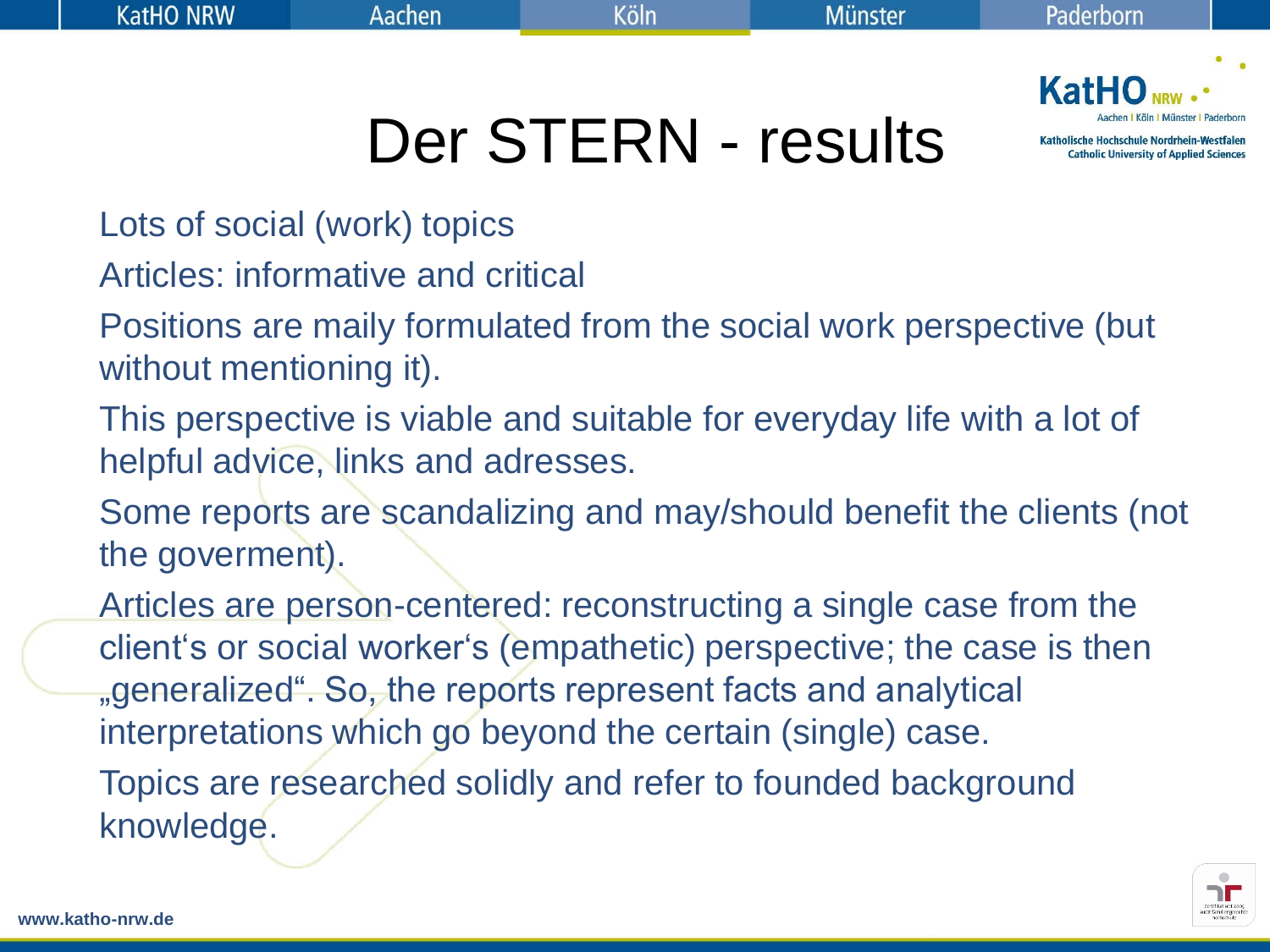# Der STERN - results

Lots of social (work) topics

Articles: informative and critical

Positions are maily formulated from the social work perspective (but without mentioning it).

This perspective is viable and suitable for everyday life with a lot of helpful advice, links and adresses.

Some reports are scandalizing and may/should benefit the clients (not the goverment).

Articles are person-centered: reconstructing a single case from the client‘s or social worker‘s (empathetic) perspective; the case is then „generalized“. So, the reports represent facts and analytical interpretations which go beyond the certain (single) case.

Topics are researched solidly and refer to founded background knowledge.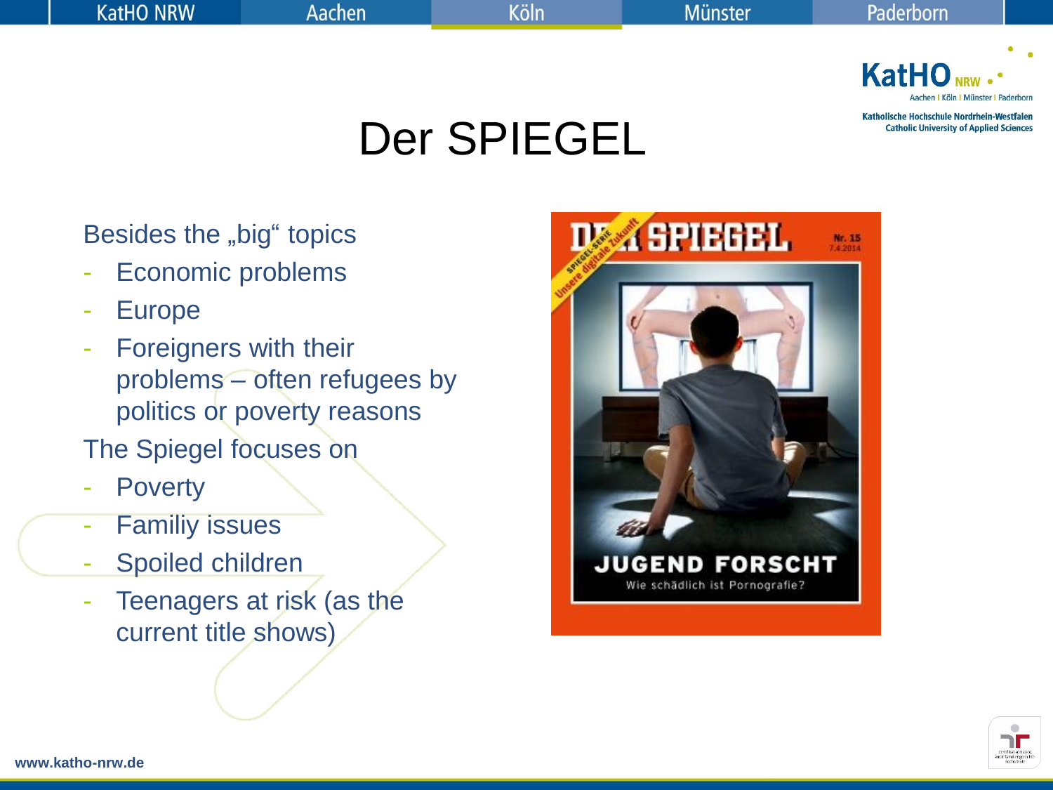# Der SPIEGEL

Besides the „big“ topics

- Economic problems
- Europe
- Foreigners with their problems – often refugees by politics or poverty reasons

The Spiegel focuses on

- Poverty
- Familiy issues
- Spoiled children
- Teenagers at risk (as the current title shows)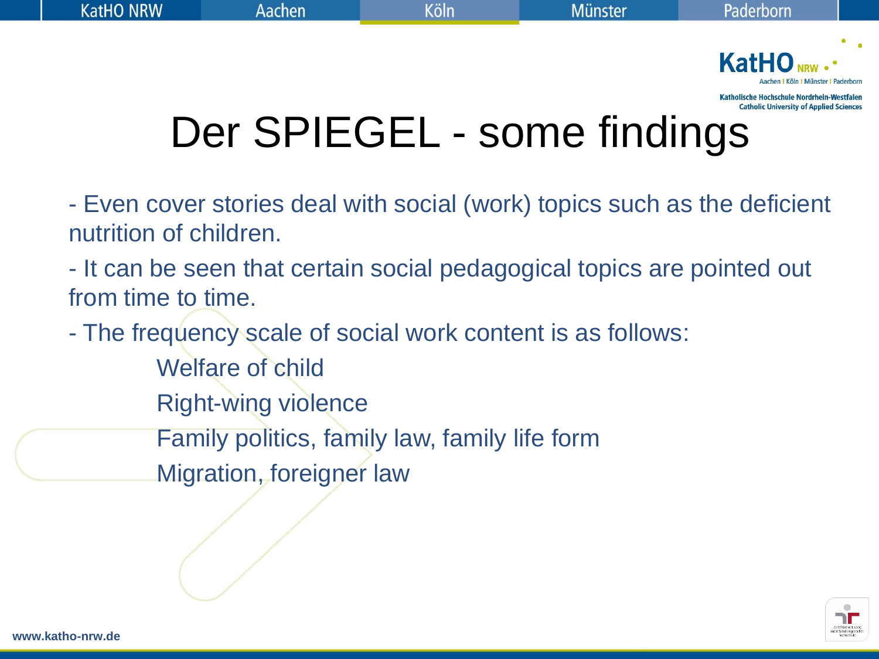# Der SPIEGEL - some findings

- Even cover stories deal with social (work) topics such as the deficient nutrition of children.
- It can be seen that certain social pedagogical topics are pointed out from time to time.
- The frequency scale of social work content is as follows:
    - Welfare of child
    - Right-wing violence
    - Family politics, family law, family life form
    - Migration, foreigner law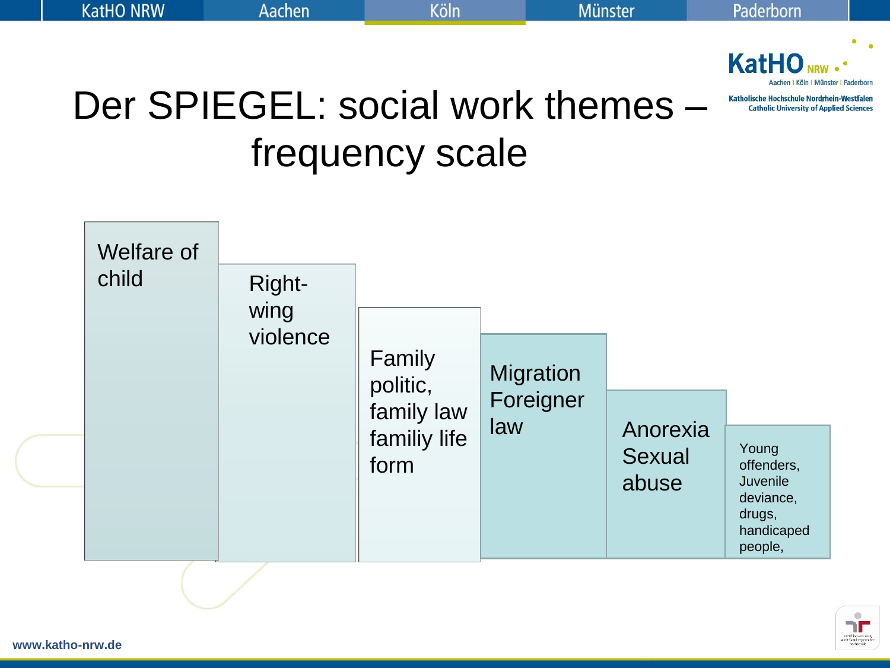# Der SPIEGEL: social work themes – frequency scale

- Welfare of child
- Right-wing violence
- Family politic, family law familiy life form
- Migration Foreigner law
- Anorexia Sexual abuse
- Young offenders, Juvenile deviance, drugs, handicaped people,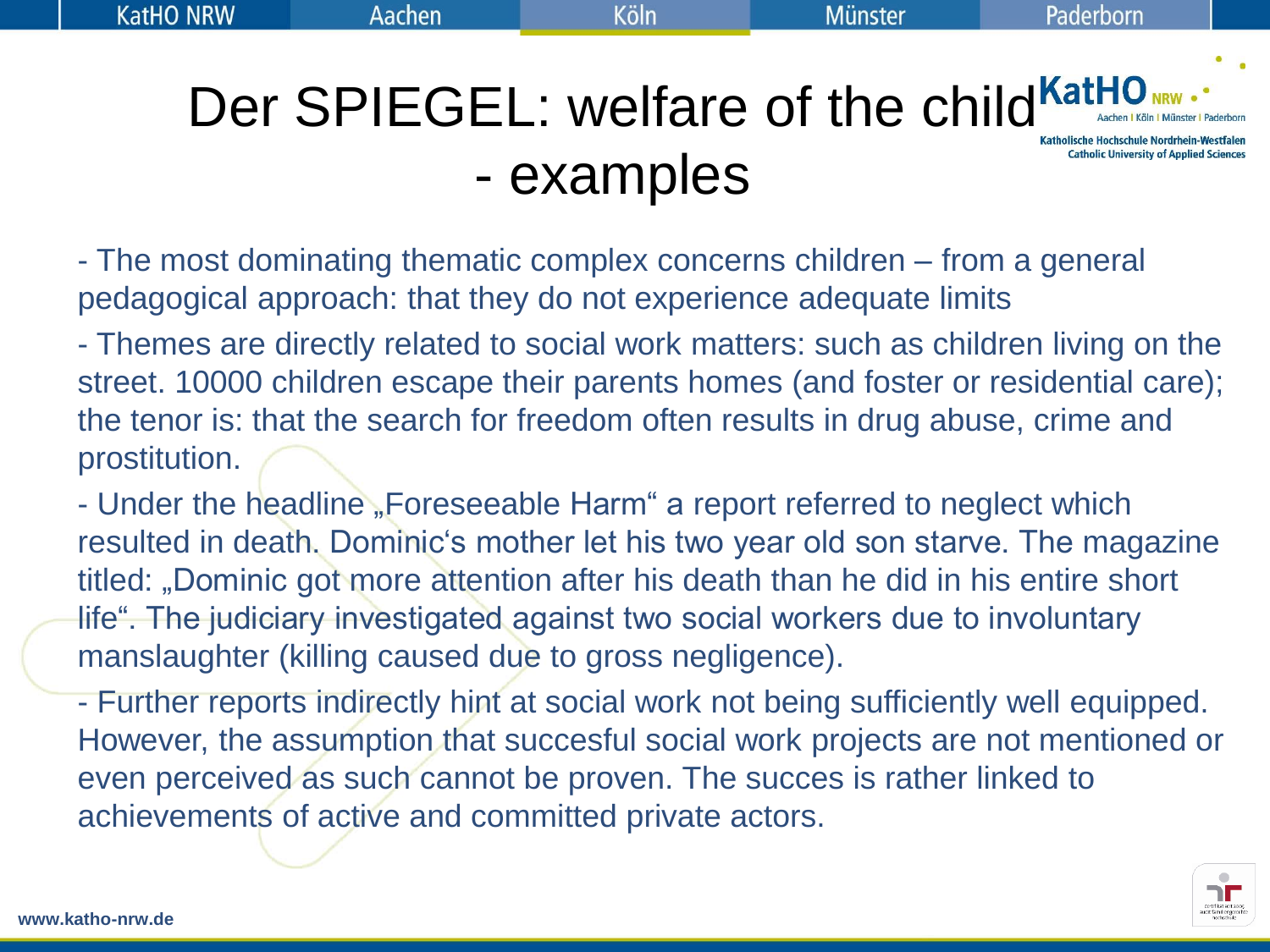# Der SPIEGEL: welfare of the child - examples

- The most dominating thematic complex concerns children – from a general pedagogical approach: that they do not experience adequate limits
- Themes are directly related to social work matters: such as children living on the street. 10000 children escape their parents homes (and foster or residential care); the tenor is: that the search for freedom often results in drug abuse, crime and prostitution.
- Under the headline „Foreseeable Harm“ a report referred to neglect which resulted in death. Dominic‘s mother let his two year old son starve. The magazine titled: „Dominic got more attention after his death than he did in his entire short life“. The judiciary investigated against two social workers due to involuntary manslaughter (killing caused due to gross negligence).
- Further reports indirectly hint at social work not being sufficiently well equipped. However, the assumption that succesful social work projects are not mentioned or even perceived as such cannot be proven. The succes is rather linked to achievements of active and committed private actors.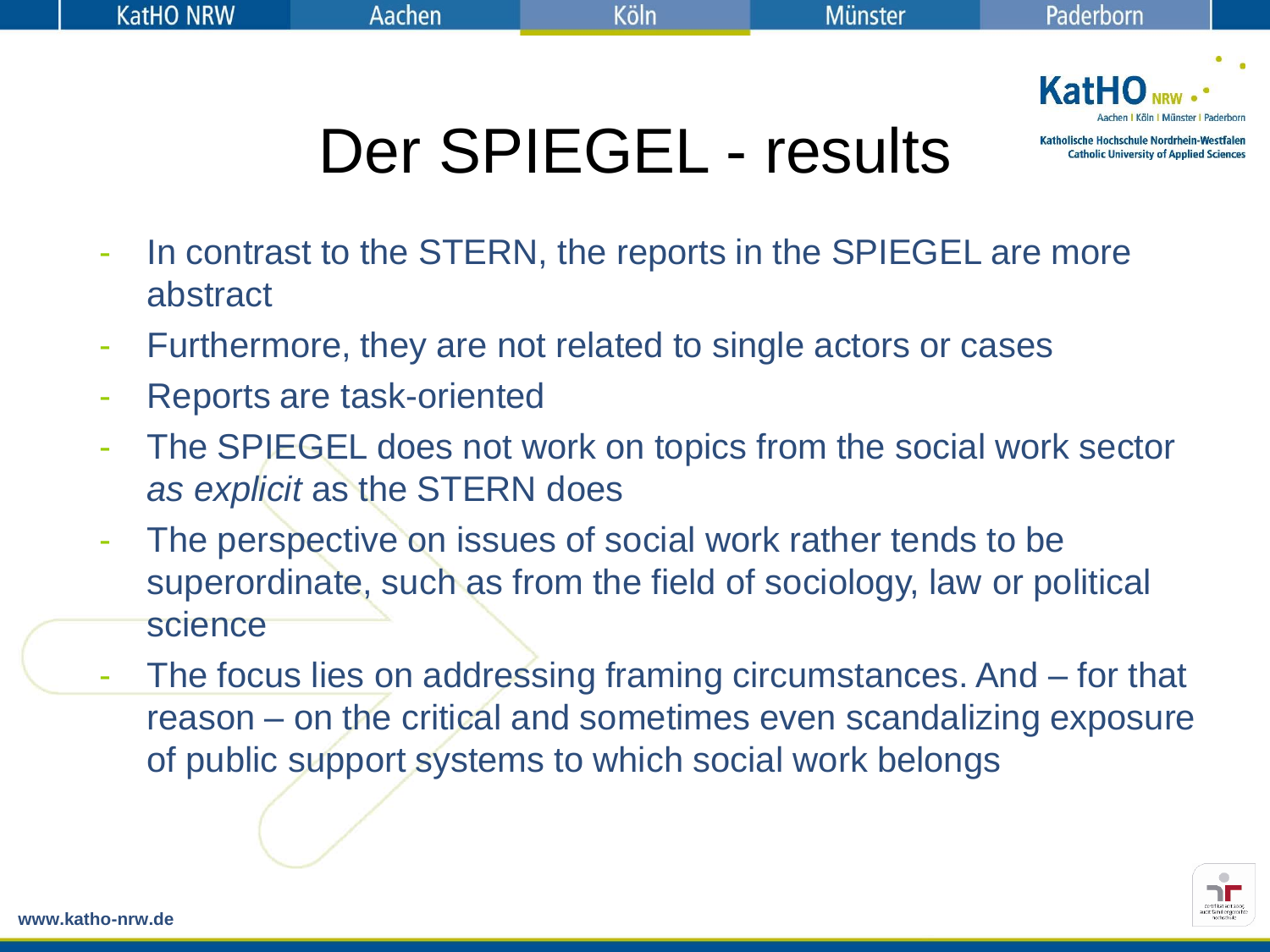# Der SPIEGEL - results

- In contrast to the STERN, the reports in the SPIEGEL are more abstract
- Furthermore, they are not related to single actors or cases
- Reports are task-oriented
- The SPIEGEL does not work on topics from the social work sector *as explicit* as the STERN does
- The perspective on issues of social work rather tends to be superordinate, such as from the field of sociology, law or political science
- The focus lies on addressing framing circumstances. And – for that reason – on the critical and sometimes even scandalizing exposure of public support systems to which social work belongs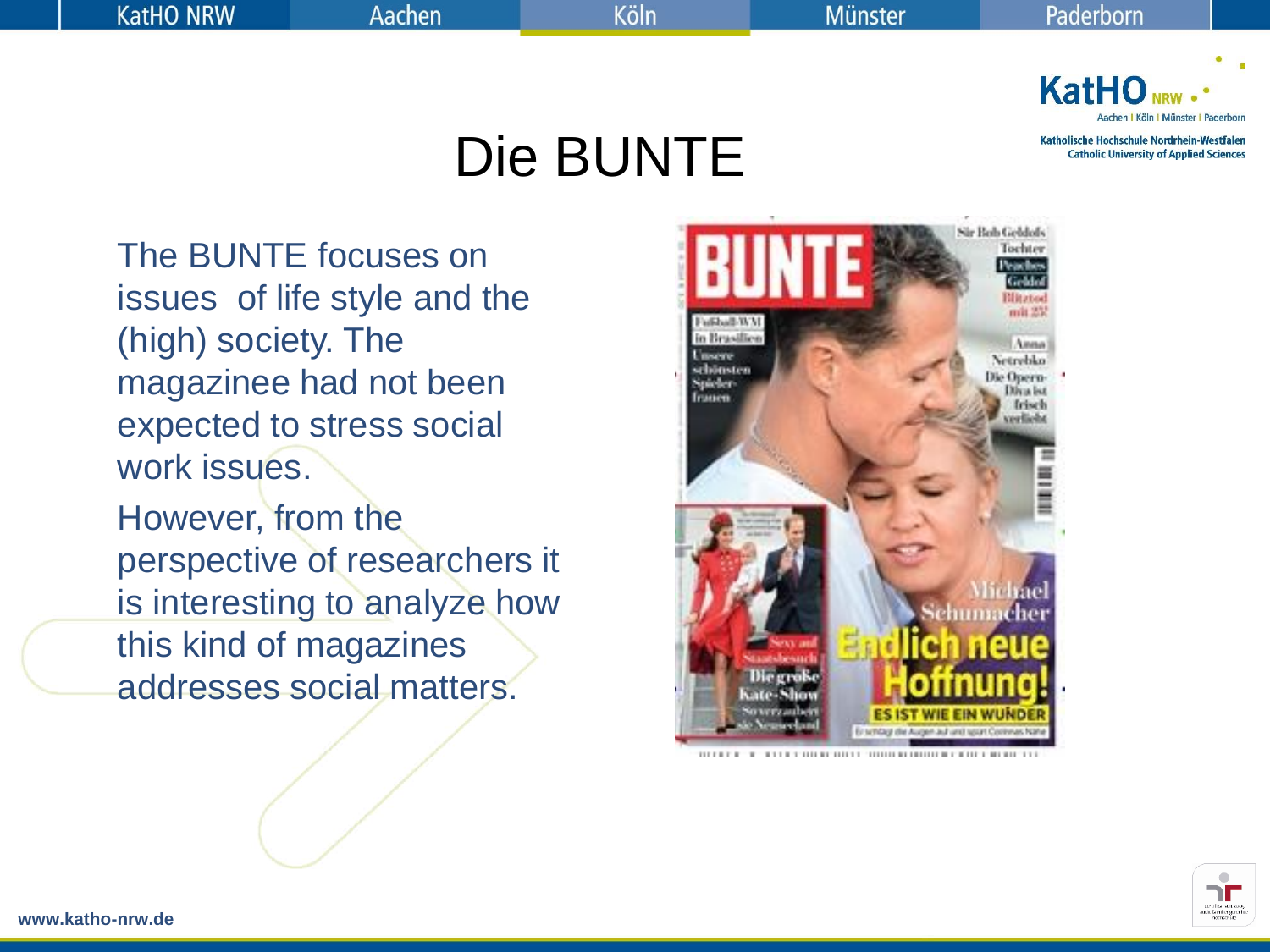# Die BUNTE

The BUNTE focuses on issues of life style and the (high) society. The magazinee had not been expected to stress social work issues.

However, from the perspective of researchers it is interesting to analyze how this kind of magazines addresses social matters.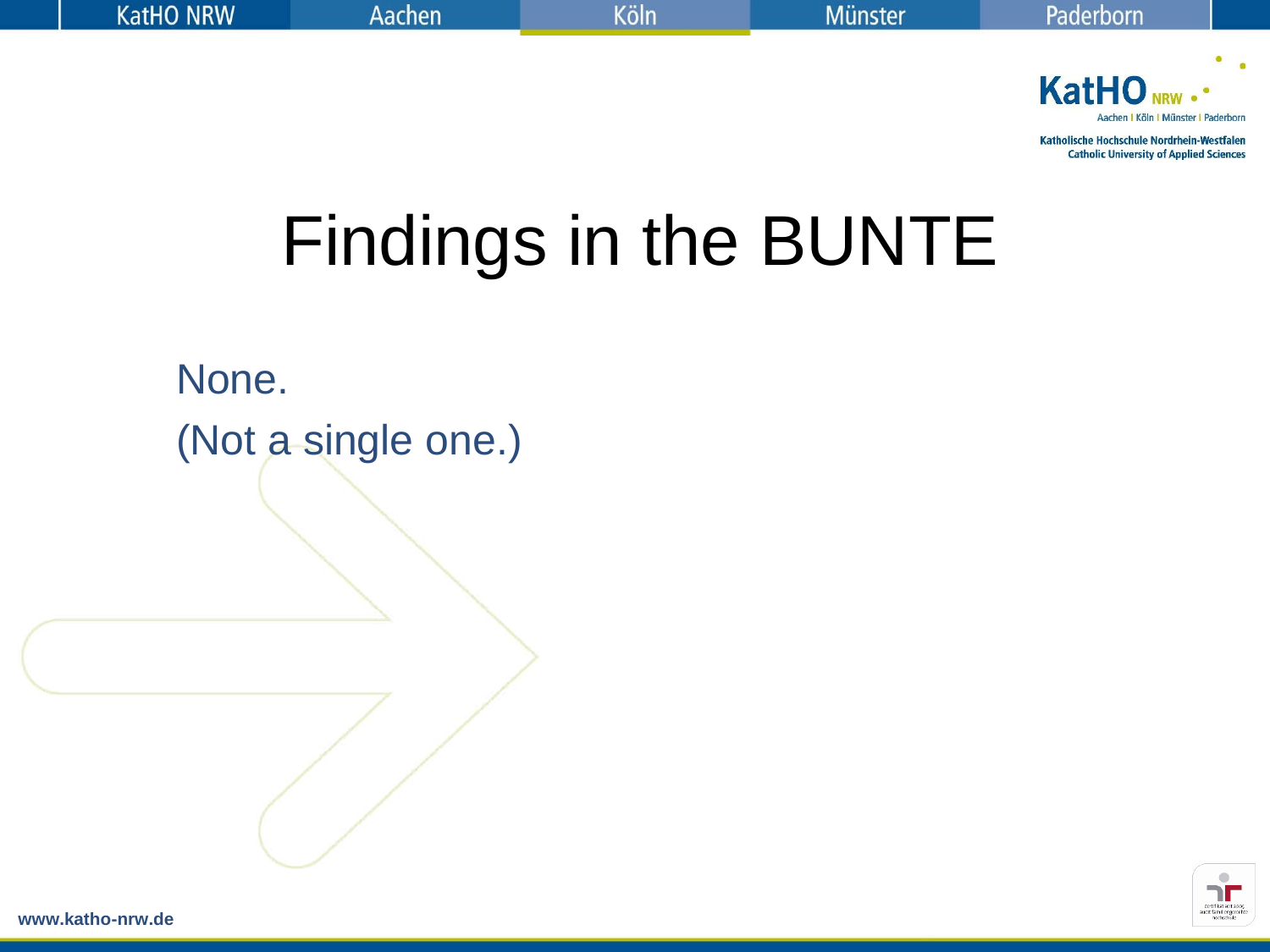# Findings in the BUNTE

None.

(Not a single one.)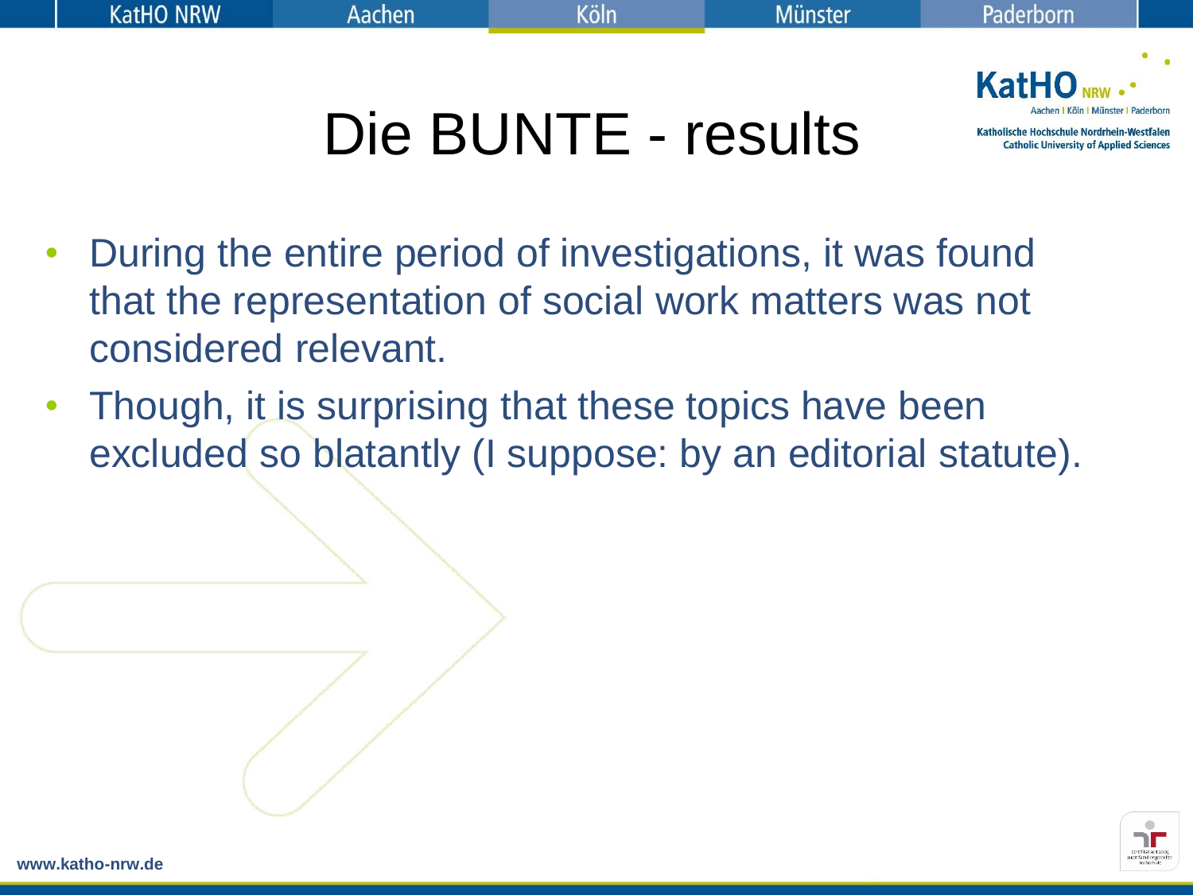# Die BUNTE - results

- During the entire period of investigations, it was found that the representation of social work matters was not considered relevant.
- Though, it is surprising that these topics have been excluded so blatantly (I suppose: by an editorial statute).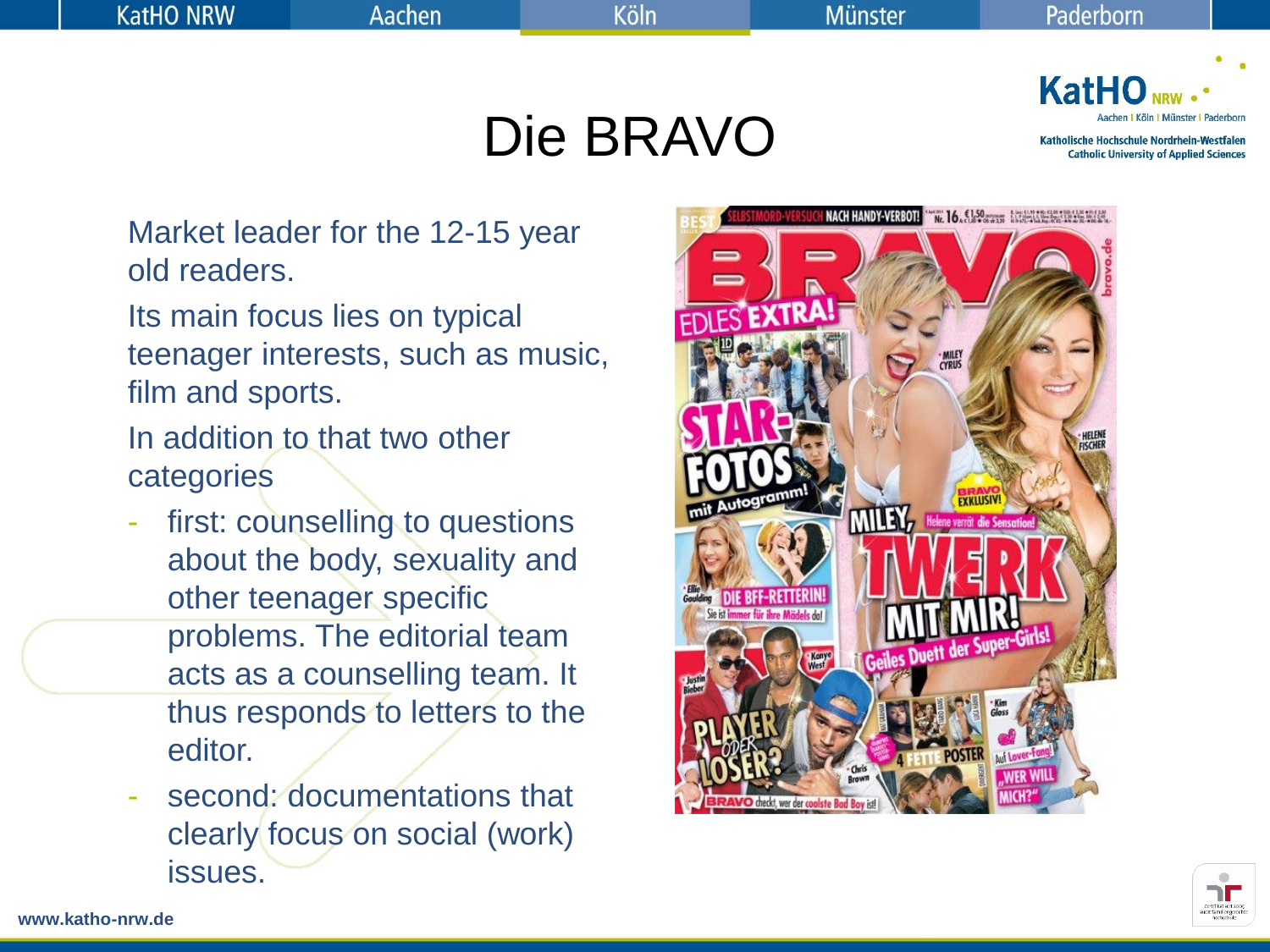# Die BRAVO

Market leader for the 12-15 year old readers.

Its main focus lies on typical teenager interests, such as music, film and sports.

In addition to that two other categories

- first: counselling to questions about the body, sexuality and other teenager specific problems. The editorial team acts as a counselling team. It thus responds to letters to the editor.
- second: documentations that clearly focus on social (work) issues.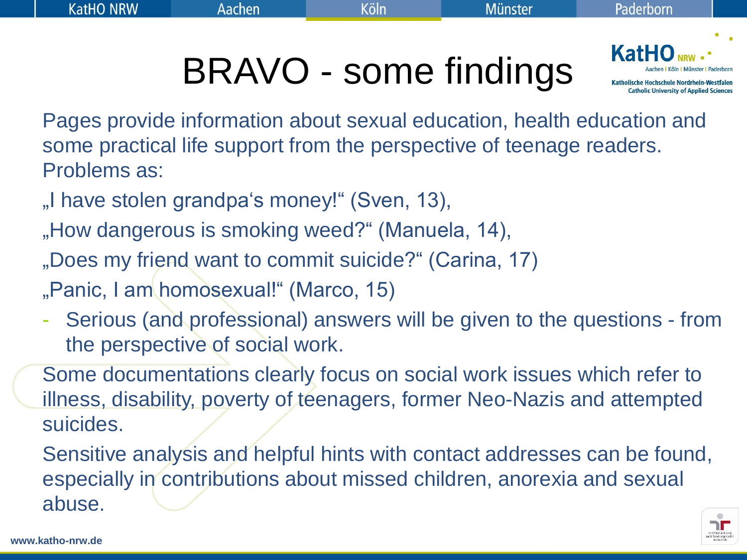# BRAVO - some findings

Pages provide information about sexual education, health education and some practical life support from the perspective of teenage readers. Problems as:

„I have stolen grandpa‘s money!“ (Sven, 13),

„How dangerous is smoking weed?“ (Manuela, 14),

„Does my friend want to commit suicide?“ (Carina, 17)

„Panic, I am homosexual!“ (Marco, 15)

- Serious (and professional) answers will be given to the questions - from the perspective of social work.

Some documentations clearly focus on social work issues which refer to illness, disability, poverty of teenagers, former Neo-Nazis and attempted suicides.

Sensitive analysis and helpful hints with contact addresses can be found, especially in contributions about missed children, anorexia and sexual abuse.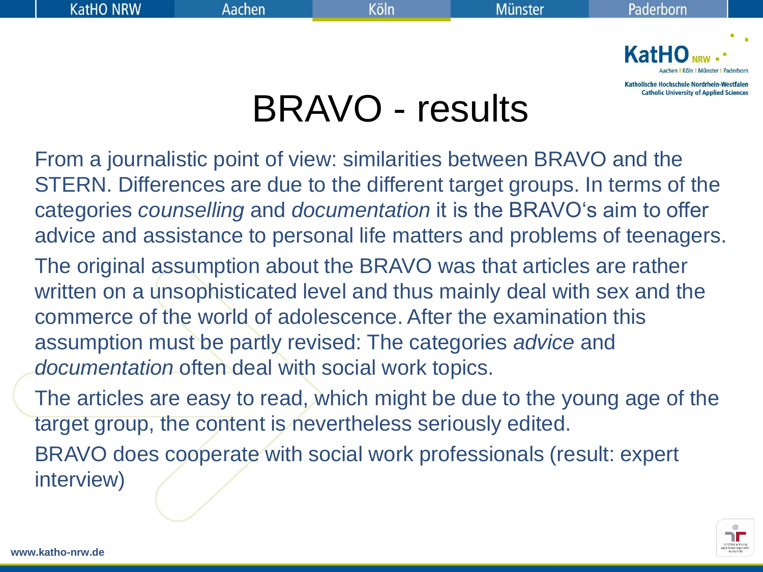# BRAVO - results

From a journalistic point of view: similarities between BRAVO and the STERN. Differences are due to the different target groups. In terms of the categories *counselling* and *documentation* it is the BRAVO‘s aim to offer advice and assistance to personal life matters and problems of teenagers.

The original assumption about the BRAVO was that articles are rather written on a unsophisticated level and thus mainly deal with sex and the commerce of the world of adolescence. After the examination this assumption must be partly revised: The categories *advice* and *documentation* often deal with social work topics.

The articles are easy to read, which might be due to the young age of the target group, the content is nevertheless seriously edited.

BRAVO does cooperate with social work professionals (result: expert interview)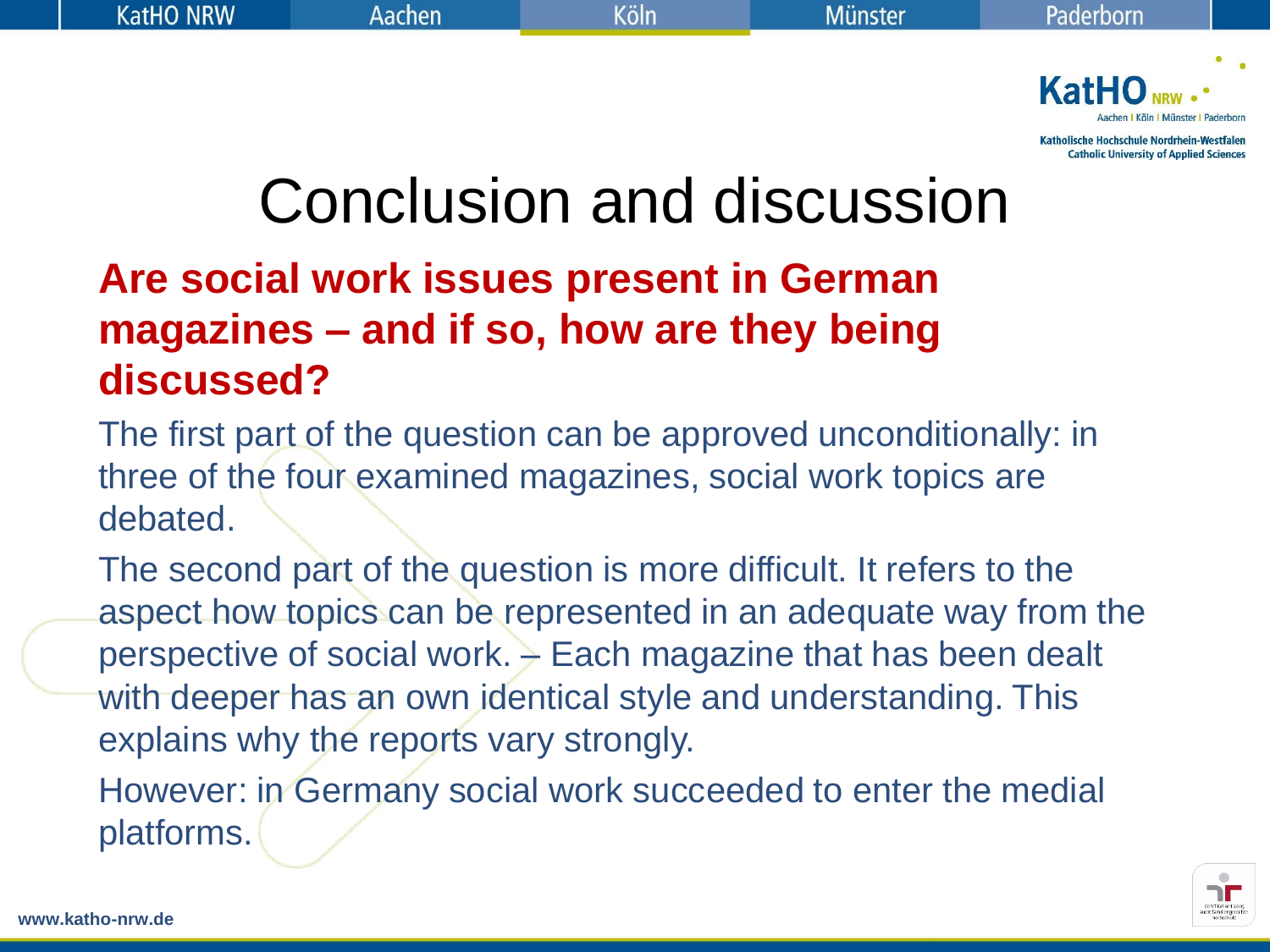# Conclusion and discussion

**Are social work issues present in German magazines – and if so, how are they being discussed?**

The first part of the question can be approved unconditionally: in three of the four examined magazines, social work topics are debated.

The second part of the question is more difficult. It refers to the aspect how topics can be represented in an adequate way from the perspective of social work. – Each magazine that has been dealt with deeper has an own identical style and understanding. This explains why the reports vary strongly.

However: in Germany social work succeeded to enter the medial platforms.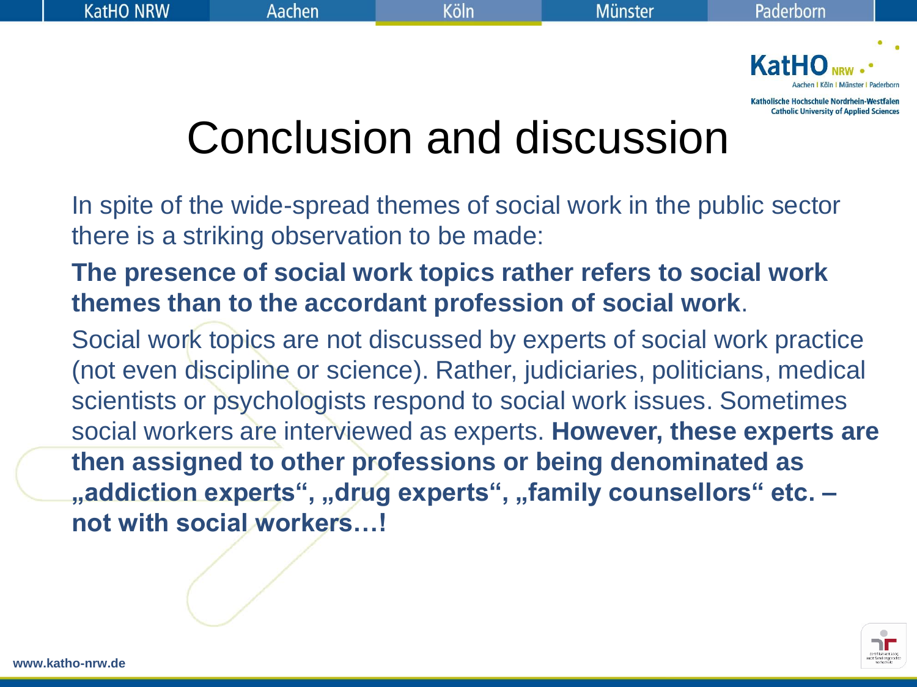# Conclusion and discussion

In spite of the wide-spread themes of social work in the public sector there is a striking observation to be made:

**The presence of social work topics rather refers to social work themes than to the accordant profession of social work**.

Social work topics are not discussed by experts of social work practice (not even discipline or science). Rather, judiciaries, politicians, medical scientists or psychologists respond to social work issues. Sometimes social workers are interviewed as experts. **However, these experts are then assigned to other professions or being denominated as „addiction experts", „drug experts", „family counsellors" etc. – not with social workers…!**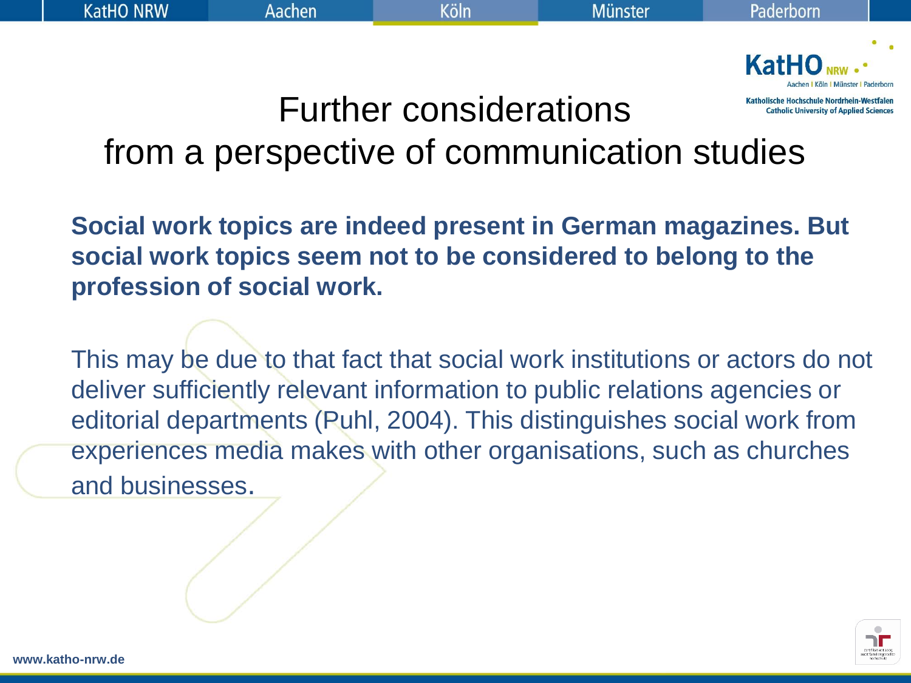# Further considerations from a perspective of communication studies

**Social work topics are indeed present in German magazines. But social work topics seem not to be considered to belong to the profession of social work.**

This may be due to that fact that social work institutions or actors do not deliver sufficiently relevant information to public relations agencies or editorial departments (Puhl, 2004). This distinguishes social work from experiences media makes with other organisations, such as churches and businesses.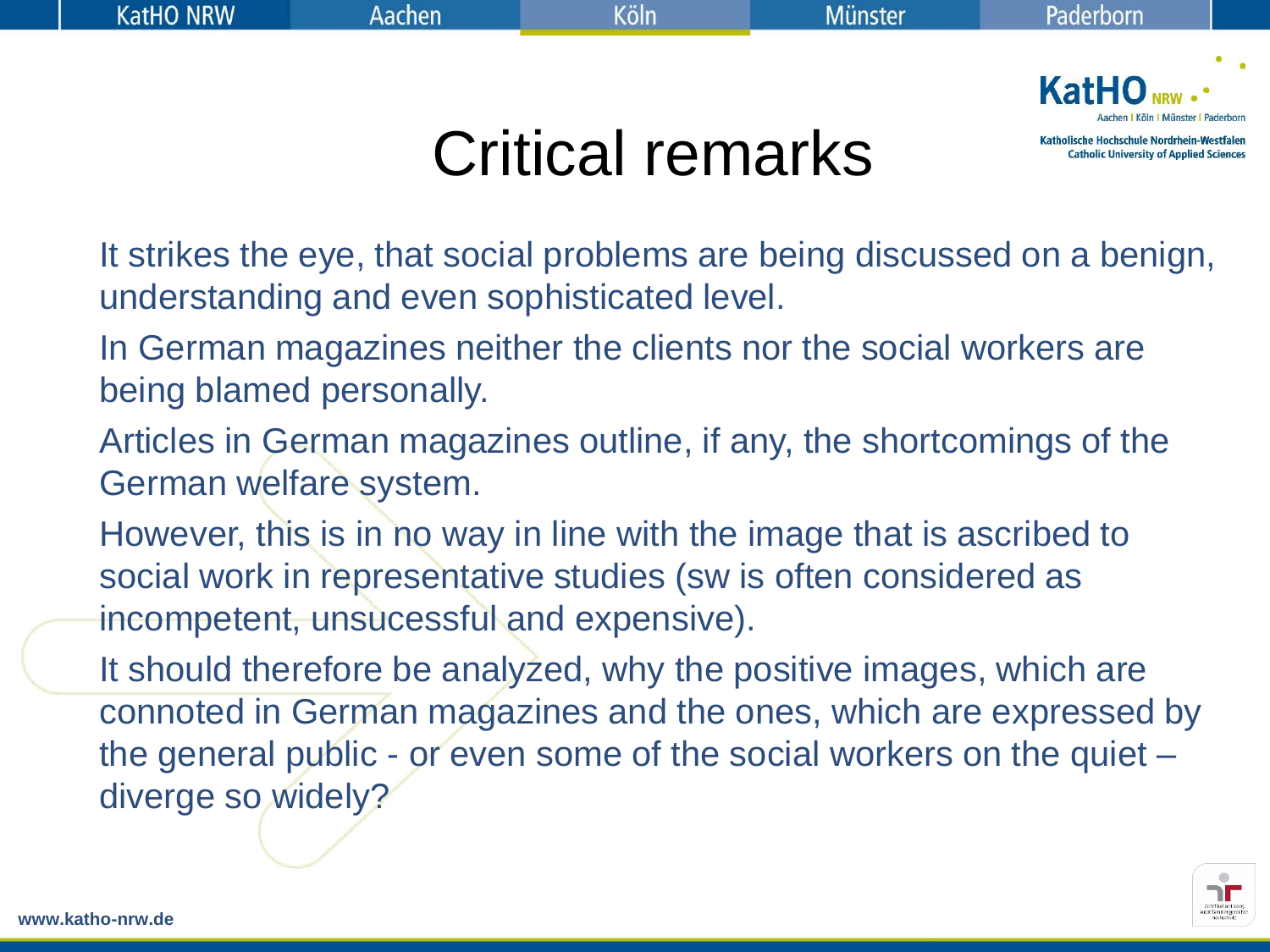# Critical remarks

It strikes the eye, that social problems are being discussed on a benign, understanding and even sophisticated level.

In German magazines neither the clients nor the social workers are being blamed personally.

Articles in German magazines outline, if any, the shortcomings of the German welfare system.

However, this is in no way in line with the image that is ascribed to social work in representative studies (sw is often considered as incompetent, unsucessful and expensive).

It should therefore be analyzed, why the positive images, which are connoted in German magazines and the ones, which are expressed by the general public - or even some of the social workers on the quiet – diverge so widely?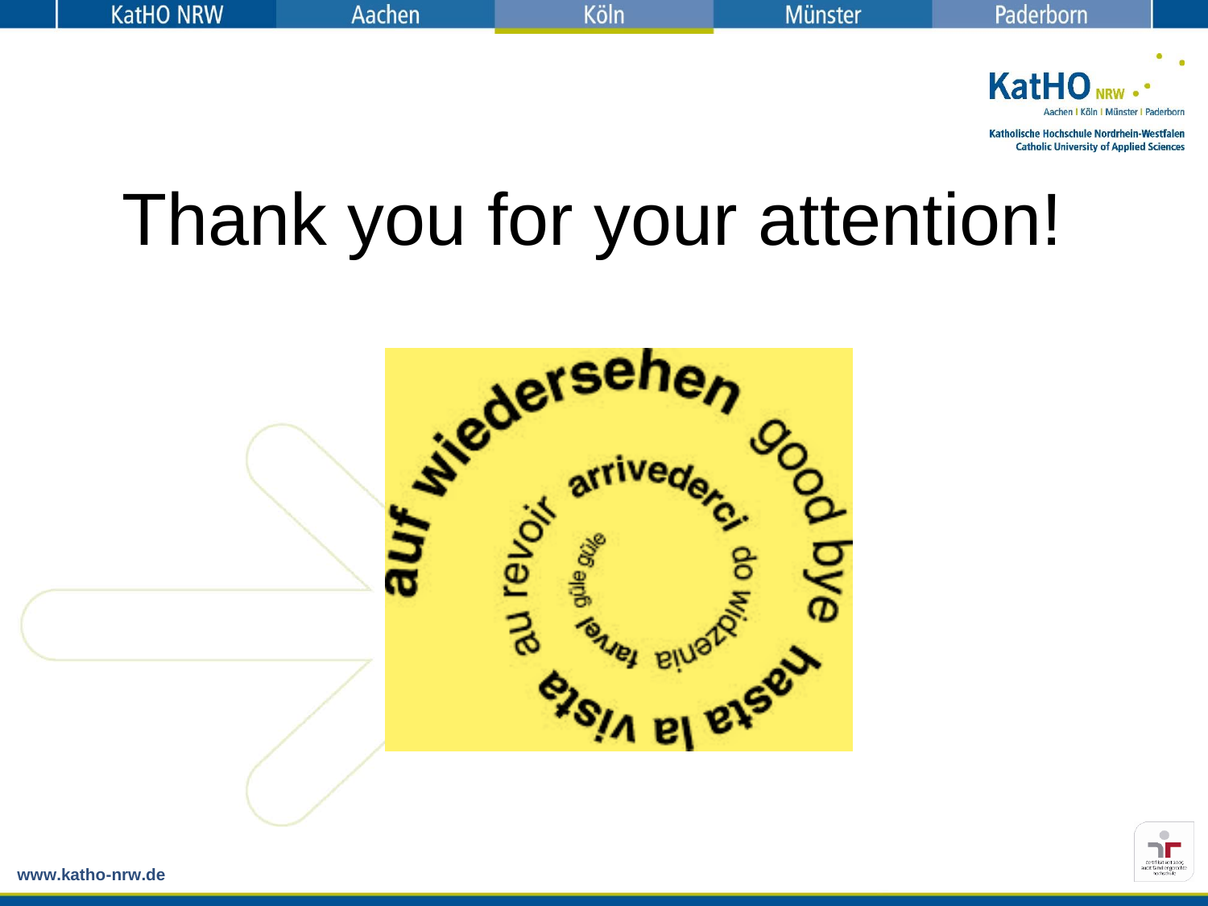# Thank you for your attention!

auf wiedersehen good bye hasta la vista au revoir arrivederci do widzenia tarvel güle güle